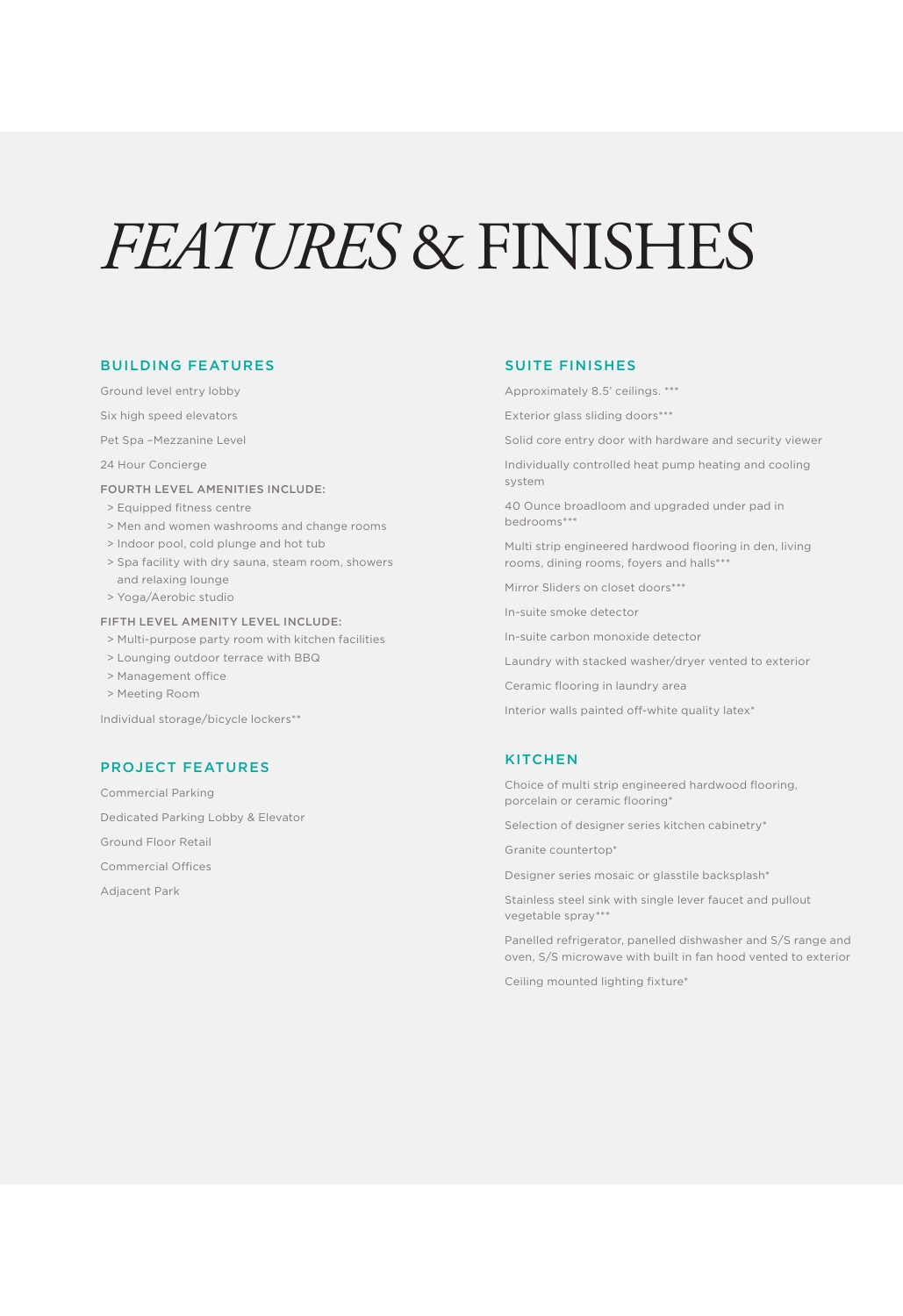# *FEATURES* & FINISHES

## BUILDING FEATURES

Ground level entry lobby

Six high speed elevators

Pet Spa –Mezzanine Level

24 Hour Concierge

FOURTH LEVEL AMENITIES INCLUDE:

- Equipped fitness centre
- Men and women washrooms and change rooms
- Indoor pool, cold plunge and hot tub
- Spa facility with dry sauna, steam room, showers and relaxing lounge
- Yoga/Aerobic studio

FIFTH LEVEL AMENITY LEVEL INCLUDE:

- Multi-purpose party room with kitchen facilities
- Lounging outdoor terrace with BBQ
- Management office
- Meeting Room

Individual storage/bicycle lockers**

## PROJECT FEATURES

Commercial Parking

Dedicated Parking Lobby & Elevator

Ground Floor Retail

Commercial Offices

Adjacent Park

## SUITE FINISHES

Approximately 8.5' ceilings. ***

Exterior glass sliding doors***

Solid core entry door with hardware and security viewer

Individually controlled heat pump heating and cooling system

40 Ounce broadloom and upgraded under pad in bedrooms***

Multi strip engineered hardwood flooring in den, living rooms, dining rooms, foyers and halls***

Mirror Sliders on closet doors***

In-suite smoke detector

In-suite carbon monoxide detector

Laundry with stacked washer/dryer vented to exterior

Ceramic flooring in laundry area

Interior walls painted off-white quality latex*

## KITCHEN

Choice of multi strip engineered hardwood flooring, porcelain or ceramic flooring*

Selection of designer series kitchen cabinetry*

Granite countertop*

Designer series mosaic or glasstile backsplash*

Stainless steel sink with single lever faucet and pullout vegetable spray***

Panelled refrigerator, panelled dishwasher and S/S range and oven, S/S microwave with built in fan hood vented to exterior

Ceiling mounted lighting fixture*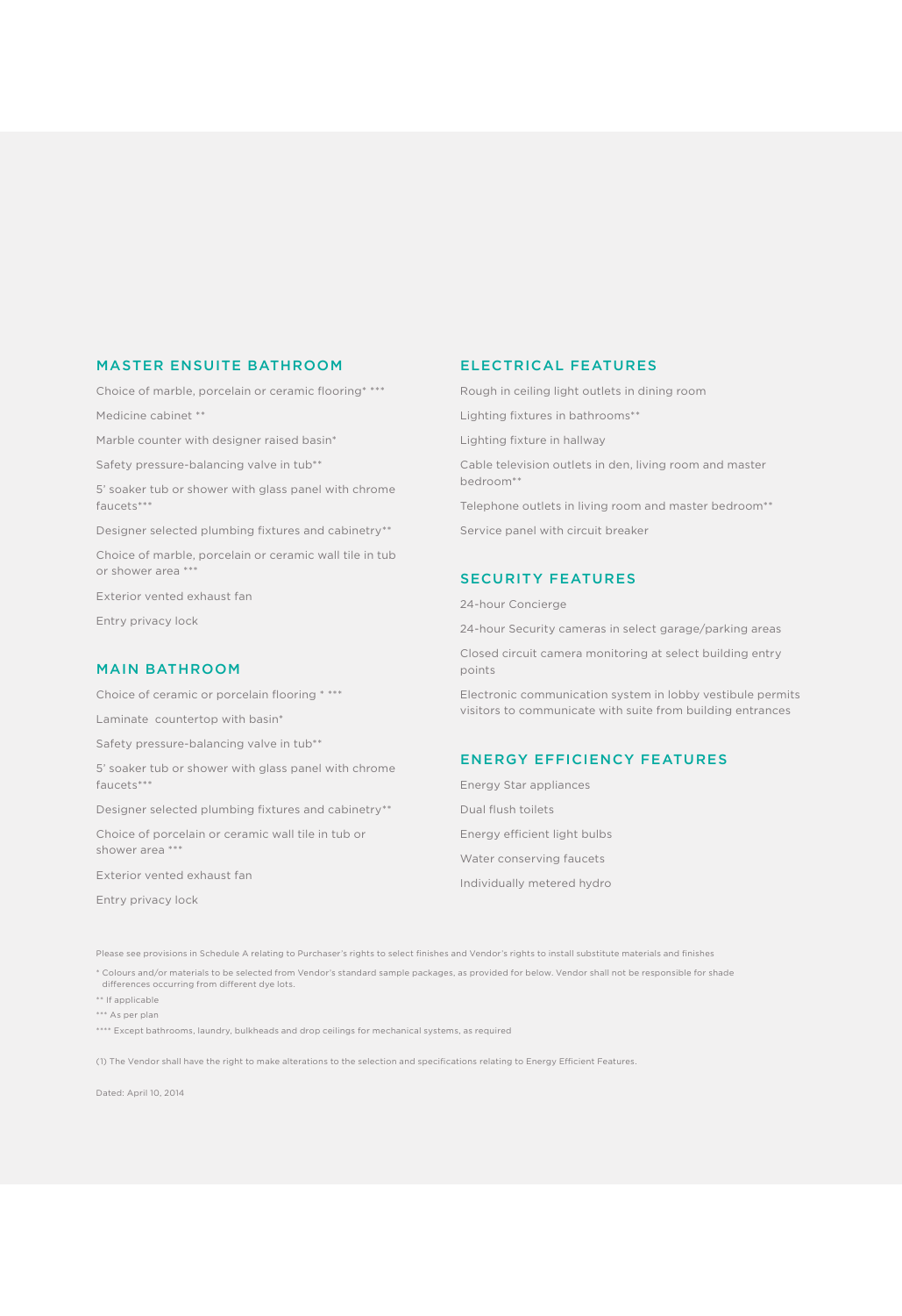## MASTER ENSUITE BATHROOM

Choice of marble, porcelain or ceramic flooring* ***

Medicine cabinet **

Marble counter with designer raised basin*

Safety pressure-balancing valve in tub**

5' soaker tub or shower with glass panel with chrome faucets***

Designer selected plumbing fixtures and cabinetry**

Choice of marble, porcelain or ceramic wall tile in tub or shower area ***

Exterior vented exhaust fan

Entry privacy lock

## MAIN BATHROOM

Choice of ceramic or porcelain flooring * ***

Laminate countertop with basin*

Safety pressure-balancing valve in tub**

5' soaker tub or shower with glass panel with chrome faucets***

Designer selected plumbing fixtures and cabinetry**

Choice of porcelain or ceramic wall tile in tub or shower area ***

Exterior vented exhaust fan

Entry privacy lock

## ELECTRICAL FEATURES

Rough in ceiling light outlets in dining room

Lighting fixtures in bathrooms**

Lighting fixture in hallway

Cable television outlets in den, living room and master bedroom**

Telephone outlets in living room and master bedroom**

Service panel with circuit breaker

## SECURITY FEATURES

24-hour Concierge

24-hour Security cameras in select garage/parking areas

Closed circuit camera monitoring at select building entry points

Electronic communication system in lobby vestibule permits visitors to communicate with suite from building entrances

## ENERGY EFFICIENCY FEATURES

Energy Star appliances

Dual flush toilets

Energy efficient light bulbs

Water conserving faucets

Individually metered hydro

Please see provisions in Schedule A relating to Purchaser's rights to select finishes and Vendor's rights to install substitute materials and finishes

* Colours and/or materials to be selected from Vendor's standard sample packages, as provided for below. Vendor shall not be responsible for shade differences occurring from different dye lots.

** If applicable

*** As per plan

**** Except bathrooms, laundry, bulkheads and drop ceilings for mechanical systems, as required

(1) The Vendor shall have the right to make alterations to the selection and specifications relating to Energy Efficient Features.

Dated: April 10, 2014